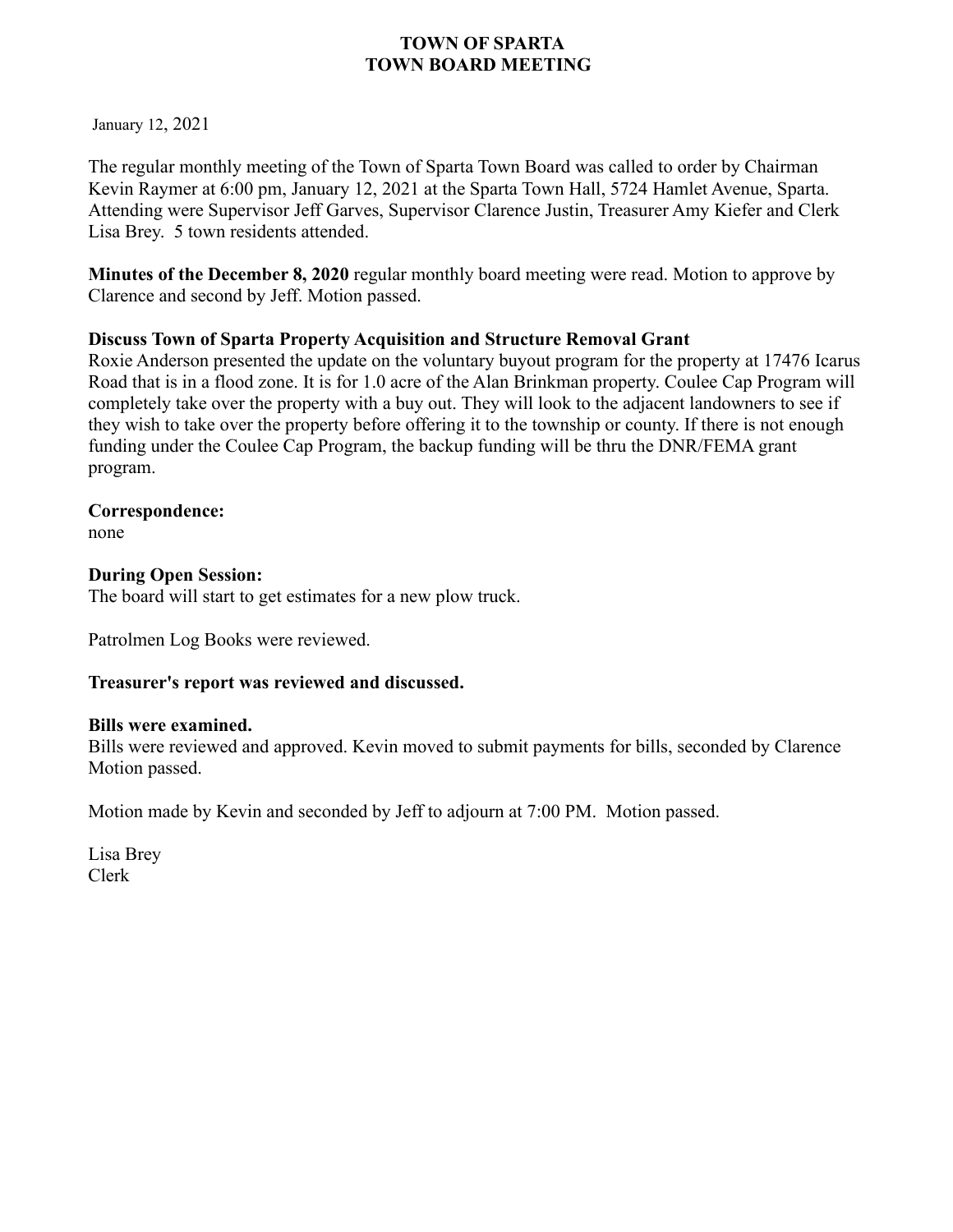# TOWN OF SPARTA
# TOWN BOARD MEETING

January 12, 2021

The regular monthly meeting of the Town of Sparta Town Board was called to order by Chairman Kevin Raymer at 6:00 pm, January 12, 2021 at the Sparta Town Hall, 5724 Hamlet Avenue, Sparta. Attending were Supervisor Jeff Garves, Supervisor Clarence Justin, Treasurer Amy Kiefer and Clerk Lisa Brey. 5 town residents attended.

**Minutes of the December 8, 2020** regular monthly board meeting were read. Motion to approve by Clarence and second by Jeff. Motion passed.

**Discuss Town of Sparta Property Acquisition and Structure Removal Grant**
Roxie Anderson presented the update on the voluntary buyout program for the property at 17476 Icarus Road that is in a flood zone. It is for 1.0 acre of the Alan Brinkman property. Coulee Cap Program will completely take over the property with a buy out. They will look to the adjacent landowners to see if they wish to take over the property before offering it to the township or county. If there is not enough funding under the Coulee Cap Program, the backup funding will be thru the DNR/FEMA grant program.

**Correspondence:**
none

**During Open Session:**
The board will start to get estimates for a new plow truck.

Patrolmen Log Books were reviewed.

**Treasurer's report was reviewed and discussed.**

**Bills were examined.**
Bills were reviewed and approved. Kevin moved to submit payments for bills, seconded by Clarence Motion passed.

Motion made by Kevin and seconded by Jeff to adjourn at 7:00 PM. Motion passed.

Lisa Brey
Clerk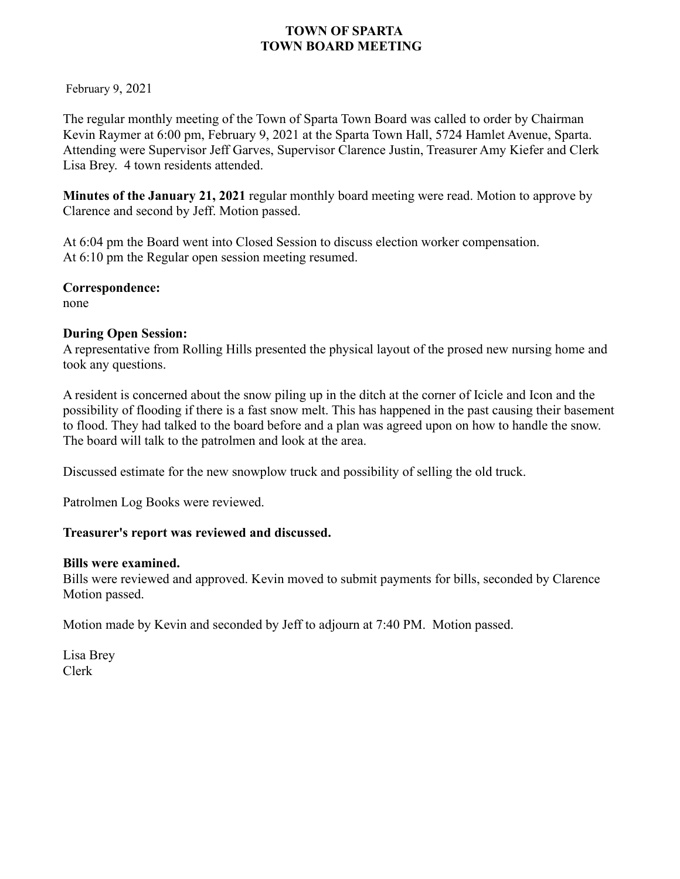# TOWN OF SPARTA
# TOWN BOARD MEETING

February 9, 2021

The regular monthly meeting of the Town of Sparta Town Board was called to order by Chairman Kevin Raymer at 6:00 pm, February 9, 2021 at the Sparta Town Hall, 5724 Hamlet Avenue, Sparta. Attending were Supervisor Jeff Garves, Supervisor Clarence Justin, Treasurer Amy Kiefer and Clerk Lisa Brey. 4 town residents attended.

**Minutes of the January 21, 2021** regular monthly board meeting were read. Motion to approve by Clarence and second by Jeff. Motion passed.

At 6:04 pm the Board went into Closed Session to discuss election worker compensation.
At 6:10 pm the Regular open session meeting resumed.

**Correspondence:**
none

**During Open Session:**
A representative from Rolling Hills presented the physical layout of the prosed new nursing home and took any questions.

A resident is concerned about the snow piling up in the ditch at the corner of Icicle and Icon and the possibility of flooding if there is a fast snow melt. This has happened in the past causing their basement to flood. They had talked to the board before and a plan was agreed upon on how to handle the snow. The board will talk to the patrolmen and look at the area.

Discussed estimate for the new snowplow truck and possibility of selling the old truck.

Patrolmen Log Books were reviewed.

**Treasurer's report was reviewed and discussed.**

**Bills were examined.**
Bills were reviewed and approved. Kevin moved to submit payments for bills, seconded by Clarence Motion passed.

Motion made by Kevin and seconded by Jeff to adjourn at 7:40 PM. Motion passed.

Lisa Brey
Clerk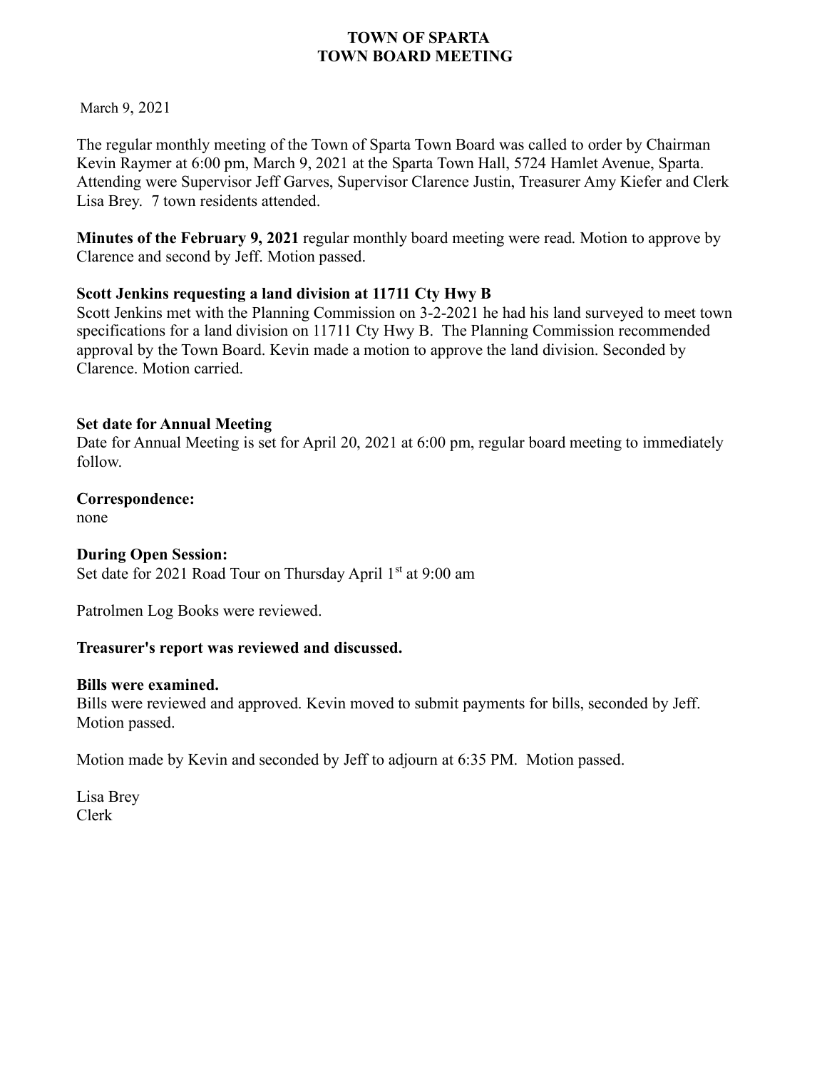# TOWN OF SPARTA
# TOWN BOARD MEETING

March 9, 2021

The regular monthly meeting of the Town of Sparta Town Board was called to order by Chairman Kevin Raymer at 6:00 pm, March 9, 2021 at the Sparta Town Hall, 5724 Hamlet Avenue, Sparta. Attending were Supervisor Jeff Garves, Supervisor Clarence Justin, Treasurer Amy Kiefer and Clerk Lisa Brey. 7 town residents attended.

**Minutes of the February 9, 2021** regular monthly board meeting were read. Motion to approve by Clarence and second by Jeff. Motion passed.

**Scott Jenkins requesting a land division at 11711 Cty Hwy B**

Scott Jenkins met with the Planning Commission on 3-2-2021 he had his land surveyed to meet town specifications for a land division on 11711 Cty Hwy B. The Planning Commission recommended approval by the Town Board. Kevin made a motion to approve the land division. Seconded by Clarence. Motion carried.

**Set date for Annual Meeting**

Date for Annual Meeting is set for April 20, 2021 at 6:00 pm, regular board meeting to immediately follow.

**Correspondence:**

none

**During Open Session:**

Set date for 2021 Road Tour on Thursday April 1st at 9:00 am

Patrolmen Log Books were reviewed.

**Treasurer's report was reviewed and discussed.**

**Bills were examined.**

Bills were reviewed and approved. Kevin moved to submit payments for bills, seconded by Jeff. Motion passed.

Motion made by Kevin and seconded by Jeff to adjourn at 6:35 PM. Motion passed.

Lisa Brey
Clerk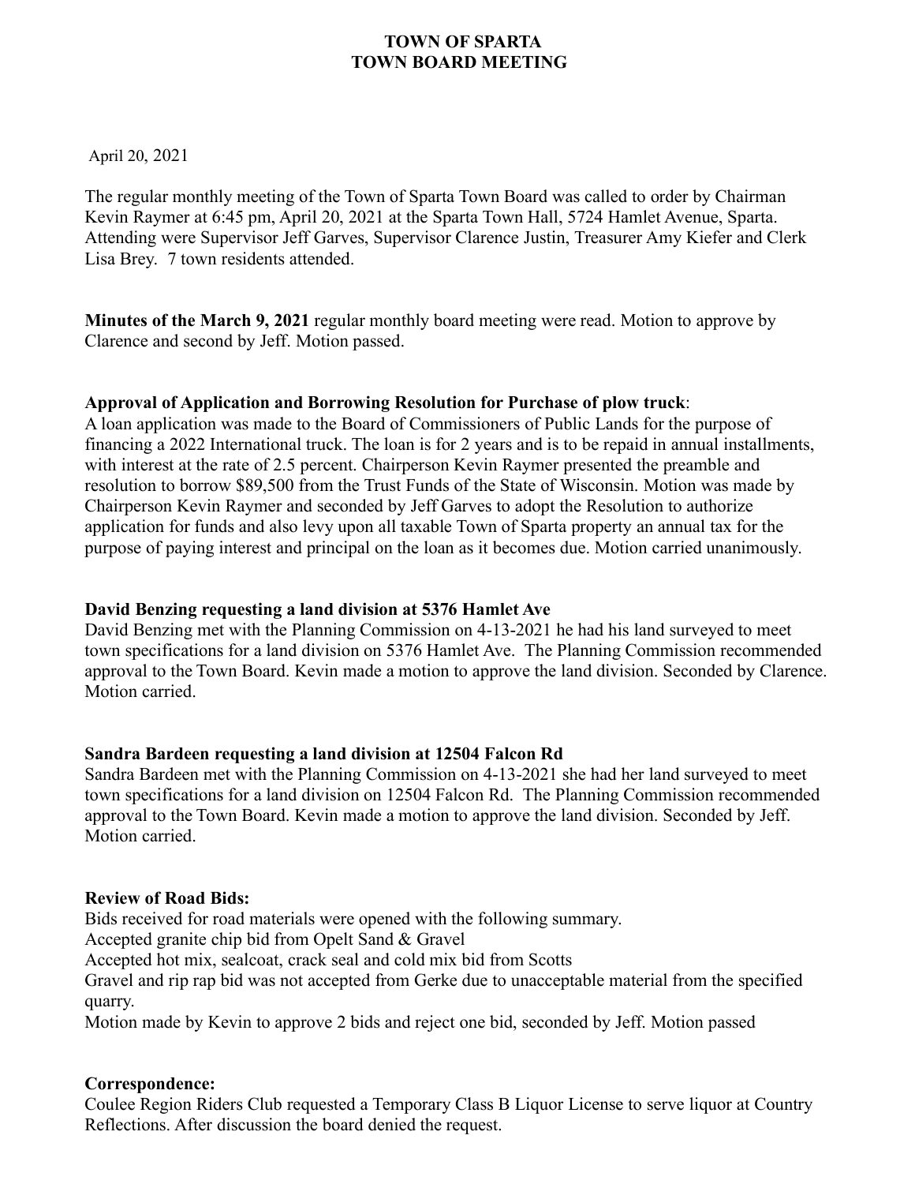**TOWN OF SPARTA**
**TOWN BOARD MEETING**

April 20, 2021

The regular monthly meeting of the Town of Sparta Town Board was called to order by Chairman Kevin Raymer at 6:45 pm, April 20, 2021 at the Sparta Town Hall, 5724 Hamlet Avenue, Sparta. Attending were Supervisor Jeff Garves, Supervisor Clarence Justin, Treasurer Amy Kiefer and Clerk Lisa Brey. 7 town residents attended.

**Minutes of the March 9, 2021** regular monthly board meeting were read. Motion to approve by Clarence and second by Jeff. Motion passed.

**Approval of Application and Borrowing Resolution for Purchase of plow truck**:
A loan application was made to the Board of Commissioners of Public Lands for the purpose of financing a 2022 International truck. The loan is for 2 years and is to be repaid in annual installments, with interest at the rate of 2.5 percent. Chairperson Kevin Raymer presented the preamble and resolution to borrow $89,500 from the Trust Funds of the State of Wisconsin. Motion was made by Chairperson Kevin Raymer and seconded by Jeff Garves to adopt the Resolution to authorize application for funds and also levy upon all taxable Town of Sparta property an annual tax for the purpose of paying interest and principal on the loan as it becomes due. Motion carried unanimously.

**David Benzing requesting a land division at 5376 Hamlet Ave**
David Benzing met with the Planning Commission on 4-13-2021 he had his land surveyed to meet town specifications for a land division on 5376 Hamlet Ave. The Planning Commission recommended approval to the Town Board. Kevin made a motion to approve the land division. Seconded by Clarence. Motion carried.

**Sandra Bardeen requesting a land division at 12504 Falcon Rd**
Sandra Bardeen met with the Planning Commission on 4-13-2021 she had her land surveyed to meet town specifications for a land division on 12504 Falcon Rd. The Planning Commission recommended approval to the Town Board. Kevin made a motion to approve the land division. Seconded by Jeff. Motion carried.

**Review of Road Bids:**
Bids received for road materials were opened with the following summary.
Accepted granite chip bid from Opelt Sand & Gravel
Accepted hot mix, sealcoat, crack seal and cold mix bid from Scotts
Gravel and rip rap bid was not accepted from Gerke due to unacceptable material from the specified quarry.
Motion made by Kevin to approve 2 bids and reject one bid, seconded by Jeff. Motion passed

**Correspondence:**
Coulee Region Riders Club requested a Temporary Class B Liquor License to serve liquor at Country Reflections. After discussion the board denied the request.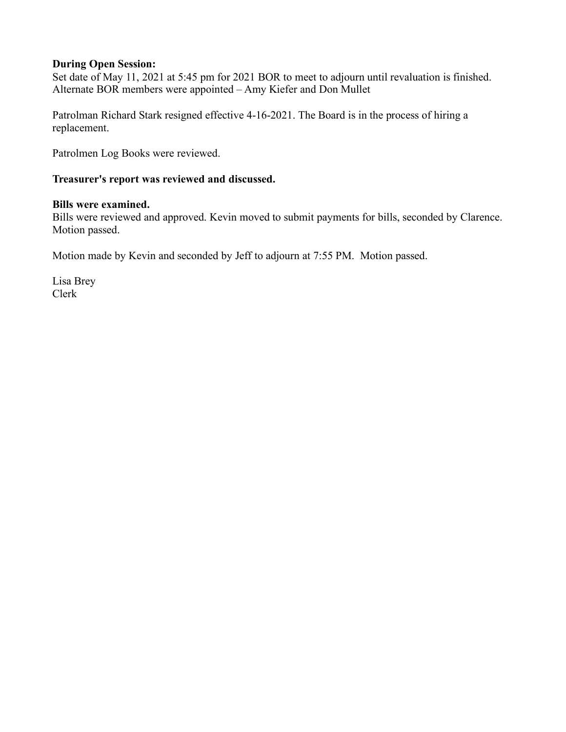**During Open Session:**
Set date of May 11, 2021 at 5:45 pm for 2021 BOR to meet to adjourn until revaluation is finished. Alternate BOR members were appointed – Amy Kiefer and Don Mullet

Patrolman Richard Stark resigned effective 4-16-2021. The Board is in the process of hiring a replacement.

Patrolmen Log Books were reviewed.

**Treasurer's report was reviewed and discussed.**

**Bills were examined.**
Bills were reviewed and approved. Kevin moved to submit payments for bills, seconded by Clarence. Motion passed.

Motion made by Kevin and seconded by Jeff to adjourn at 7:55 PM. Motion passed.

Lisa Brey
Clerk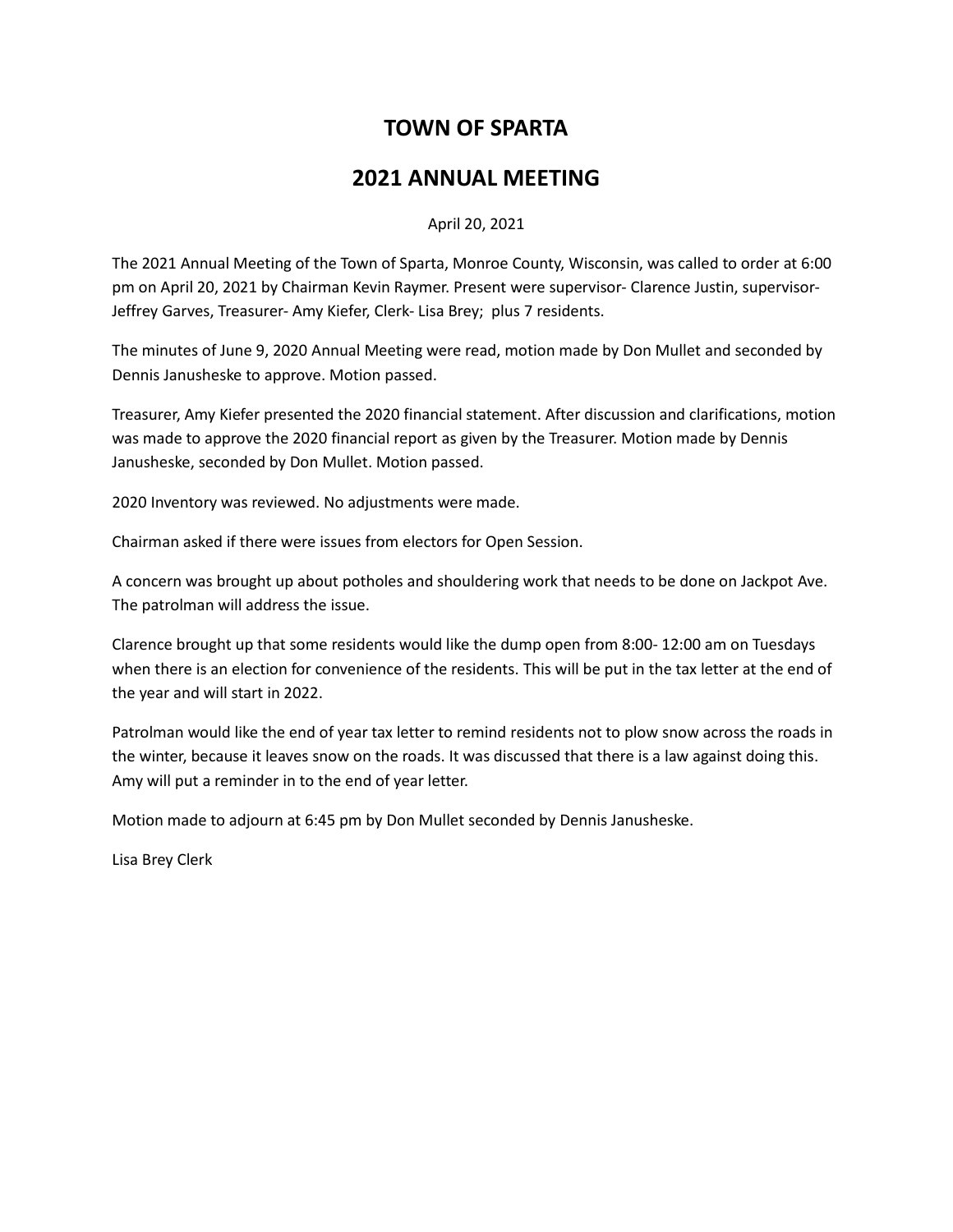# TOWN OF SPARTA

# 2021 ANNUAL MEETING

April 20, 2021

The 2021 Annual Meeting of the Town of Sparta, Monroe County, Wisconsin, was called to order at 6:00 pm on April 20, 2021 by Chairman Kevin Raymer. Present were supervisor- Clarence Justin, supervisor- Jeffrey Garves, Treasurer- Amy Kiefer, Clerk- Lisa Brey; plus 7 residents.

The minutes of June 9, 2020 Annual Meeting were read, motion made by Don Mullet and seconded by Dennis Janusheske to approve. Motion passed.

Treasurer, Amy Kiefer presented the 2020 financial statement. After discussion and clarifications, motion was made to approve the 2020 financial report as given by the Treasurer. Motion made by Dennis Janusheske, seconded by Don Mullet. Motion passed.

2020 Inventory was reviewed. No adjustments were made.

Chairman asked if there were issues from electors for Open Session.

A concern was brought up about potholes and shouldering work that needs to be done on Jackpot Ave. The patrolman will address the issue.

Clarence brought up that some residents would like the dump open from 8:00- 12:00 am on Tuesdays when there is an election for convenience of the residents. This will be put in the tax letter at the end of the year and will start in 2022.

Patrolman would like the end of year tax letter to remind residents not to plow snow across the roads in the winter, because it leaves snow on the roads. It was discussed that there is a law against doing this. Amy will put a reminder in to the end of year letter.

Motion made to adjourn at 6:45 pm by Don Mullet seconded by Dennis Janusheske.

Lisa Brey Clerk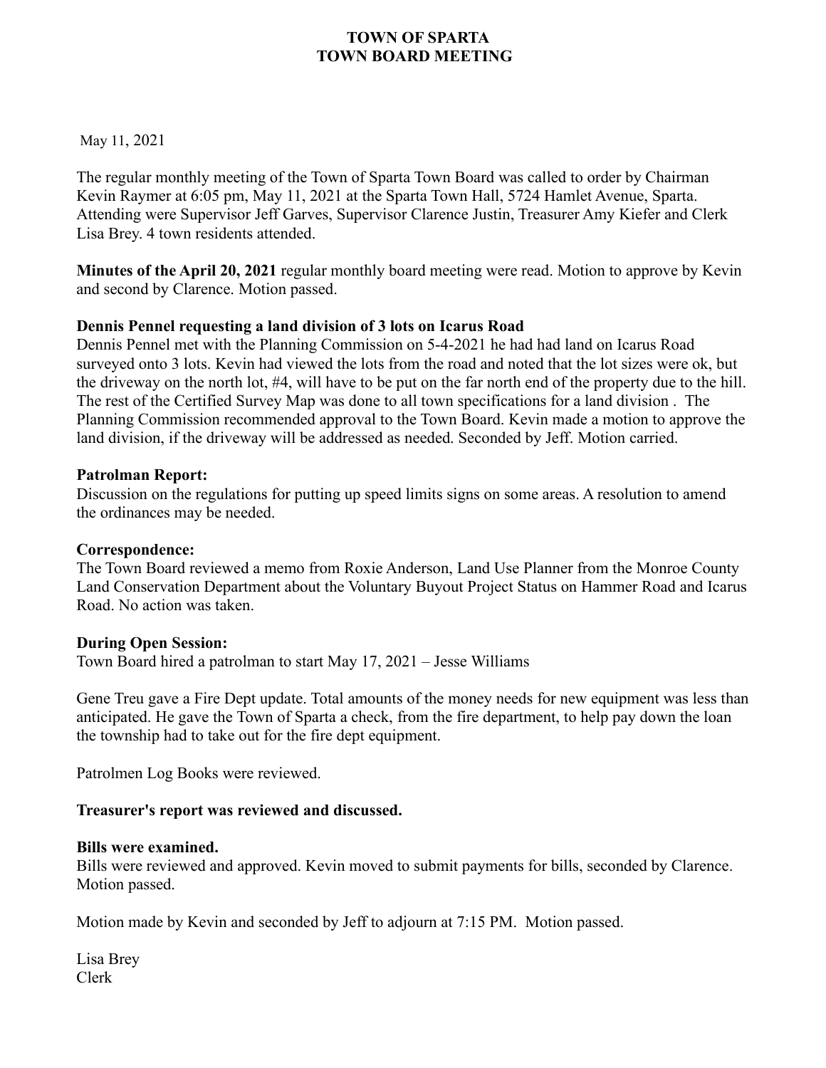# TOWN OF SPARTA
# TOWN BOARD MEETING

May 11, 2021

The regular monthly meeting of the Town of Sparta Town Board was called to order by Chairman Kevin Raymer at 6:05 pm, May 11, 2021 at the Sparta Town Hall, 5724 Hamlet Avenue, Sparta. Attending were Supervisor Jeff Garves, Supervisor Clarence Justin, Treasurer Amy Kiefer and Clerk Lisa Brey. 4 town residents attended.

**Minutes of the April 20, 2021** regular monthly board meeting were read. Motion to approve by Kevin and second by Clarence. Motion passed.

**Dennis Pennel requesting a land division of 3 lots on Icarus Road**

Dennis Pennel met with the Planning Commission on 5-4-2021 he had had land on Icarus Road surveyed onto 3 lots. Kevin had viewed the lots from the road and noted that the lot sizes were ok, but the driveway on the north lot, #4, will have to be put on the far north end of the property due to the hill. The rest of the Certified Survey Map was done to all town specifications for a land division . The Planning Commission recommended approval to the Town Board. Kevin made a motion to approve the land division, if the driveway will be addressed as needed. Seconded by Jeff. Motion carried.

**Patrolman Report:**

Discussion on the regulations for putting up speed limits signs on some areas. A resolution to amend the ordinances may be needed.

**Correspondence:**

The Town Board reviewed a memo from Roxie Anderson, Land Use Planner from the Monroe County Land Conservation Department about the Voluntary Buyout Project Status on Hammer Road and Icarus Road. No action was taken.

**During Open Session:**

Town Board hired a patrolman to start May 17, 2021 – Jesse Williams

Gene Treu gave a Fire Dept update. Total amounts of the money needs for new equipment was less than anticipated. He gave the Town of Sparta a check, from the fire department, to help pay down the loan the township had to take out for the fire dept equipment.

Patrolmen Log Books were reviewed.

**Treasurer's report was reviewed and discussed.**

**Bills were examined.**

Bills were reviewed and approved. Kevin moved to submit payments for bills, seconded by Clarence. Motion passed.

Motion made by Kevin and seconded by Jeff to adjourn at 7:15 PM. Motion passed.

Lisa Brey
Clerk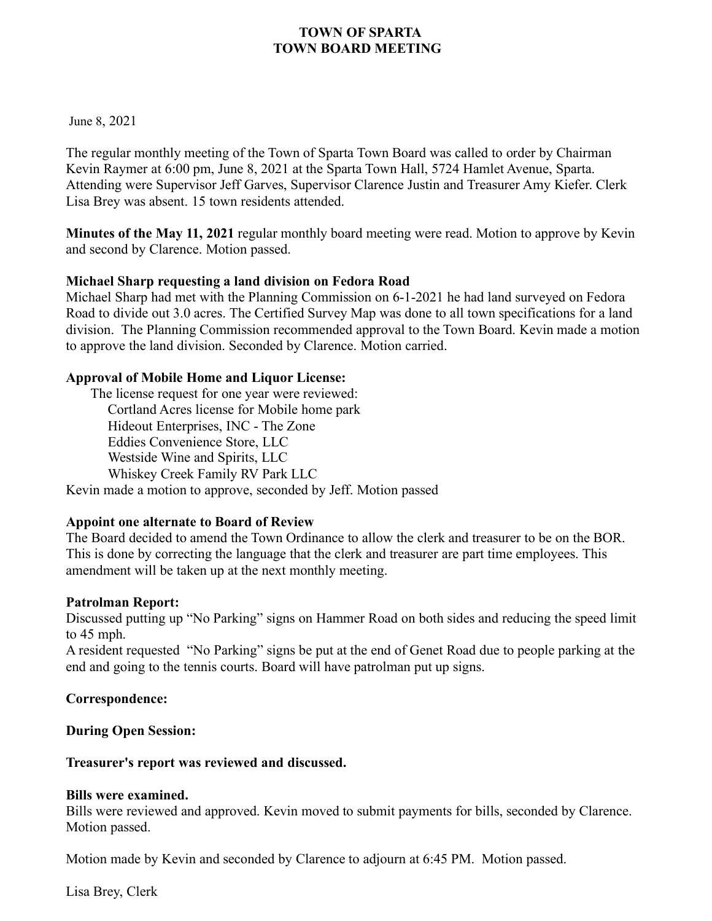# TOWN OF SPARTA
# TOWN BOARD MEETING

June 8, 2021

The regular monthly meeting of the Town of Sparta Town Board was called to order by Chairman Kevin Raymer at 6:00 pm, June 8, 2021 at the Sparta Town Hall, 5724 Hamlet Avenue, Sparta. Attending were Supervisor Jeff Garves, Supervisor Clarence Justin and Treasurer Amy Kiefer. Clerk Lisa Brey was absent. 15 town residents attended.

**Minutes of the May 11, 2021** regular monthly board meeting were read. Motion to approve by Kevin and second by Clarence. Motion passed.

**Michael Sharp requesting a land division on Fedora Road**

Michael Sharp had met with the Planning Commission on 6-1-2021 he had land surveyed on Fedora Road to divide out 3.0 acres. The Certified Survey Map was done to all town specifications for a land division. The Planning Commission recommended approval to the Town Board. Kevin made a motion to approve the land division. Seconded by Clarence. Motion carried.

**Approval of Mobile Home and Liquor License:**

The license request for one year were reviewed:

- Cortland Acres license for Mobile home park
- Hideout Enterprises, INC - The Zone
- Eddies Convenience Store, LLC
- Westside Wine and Spirits, LLC
- Whiskey Creek Family RV Park LLC

Kevin made a motion to approve, seconded by Jeff. Motion passed

**Appoint one alternate to Board of Review**

The Board decided to amend the Town Ordinance to allow the clerk and treasurer to be on the BOR. This is done by correcting the language that the clerk and treasurer are part time employees. This amendment will be taken up at the next monthly meeting.

**Patrolman Report:**

Discussed putting up "No Parking" signs on Hammer Road on both sides and reducing the speed limit to 45 mph.

A resident requested "No Parking" signs be put at the end of Genet Road due to people parking at the end and going to the tennis courts. Board will have patrolman put up signs.

**Correspondence:**

**During Open Session:**

**Treasurer's report was reviewed and discussed.**

**Bills were examined.**

Bills were reviewed and approved. Kevin moved to submit payments for bills, seconded by Clarence. Motion passed.

Motion made by Kevin and seconded by Clarence to adjourn at 6:45 PM. Motion passed.

Lisa Brey, Clerk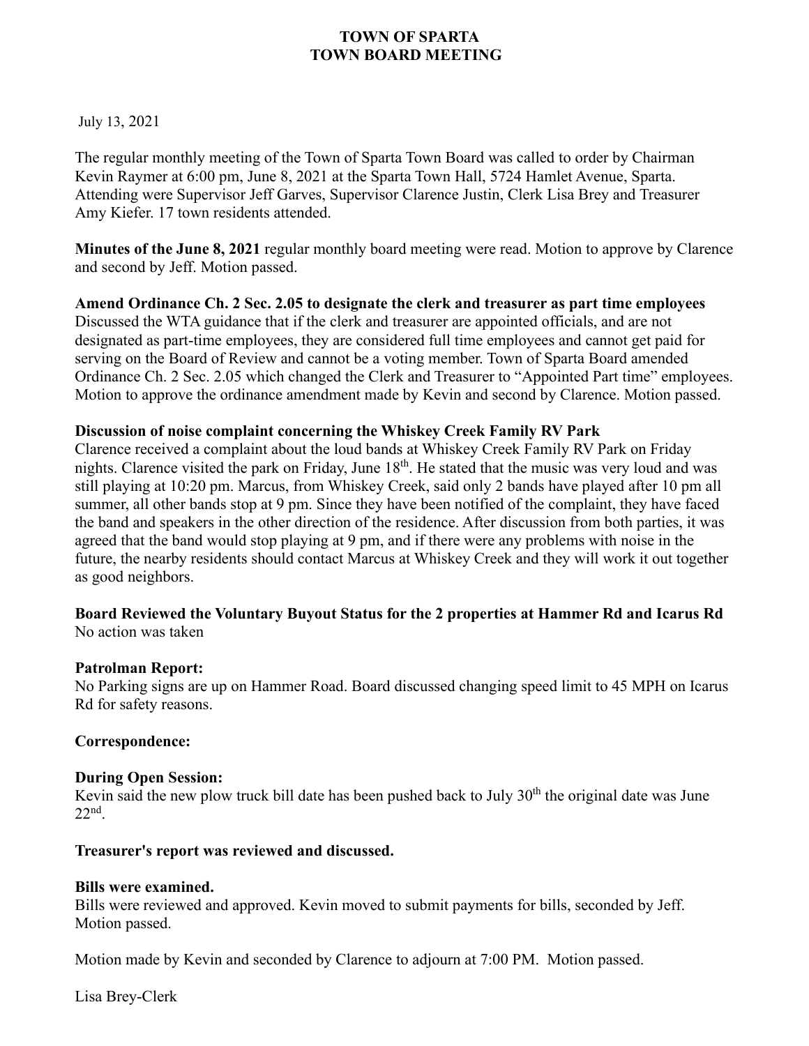# TOWN OF SPARTA
# TOWN BOARD MEETING

July 13, 2021

The regular monthly meeting of the Town of Sparta Town Board was called to order by Chairman Kevin Raymer at 6:00 pm, June 8, 2021 at the Sparta Town Hall, 5724 Hamlet Avenue, Sparta. Attending were Supervisor Jeff Garves, Supervisor Clarence Justin, Clerk Lisa Brey and Treasurer Amy Kiefer. 17 town residents attended.

**Minutes of the June 8, 2021** regular monthly board meeting were read. Motion to approve by Clarence and second by Jeff. Motion passed.

**Amend Ordinance Ch. 2 Sec. 2.05 to designate the clerk and treasurer as part time employees**
Discussed the WTA guidance that if the clerk and treasurer are appointed officials, and are not designated as part-time employees, they are considered full time employees and cannot get paid for serving on the Board of Review and cannot be a voting member. Town of Sparta Board amended Ordinance Ch. 2 Sec. 2.05 which changed the Clerk and Treasurer to "Appointed Part time" employees. Motion to approve the ordinance amendment made by Kevin and second by Clarence. Motion passed.

**Discussion of noise complaint concerning the Whiskey Creek Family RV Park**
Clarence received a complaint about the loud bands at Whiskey Creek Family RV Park on Friday nights. Clarence visited the park on Friday, June 18th. He stated that the music was very loud and was still playing at 10:20 pm. Marcus, from Whiskey Creek, said only 2 bands have played after 10 pm all summer, all other bands stop at 9 pm. Since they have been notified of the complaint, they have faced the band and speakers in the other direction of the residence. After discussion from both parties, it was agreed that the band would stop playing at 9 pm, and if there were any problems with noise in the future, the nearby residents should contact Marcus at Whiskey Creek and they will work it out together as good neighbors.

**Board Reviewed the Voluntary Buyout Status for the 2 properties at Hammer Rd and Icarus Rd**
No action was taken

**Patrolman Report:**
No Parking signs are up on Hammer Road. Board discussed changing speed limit to 45 MPH on Icarus Rd for safety reasons.

**Correspondence:**

**During Open Session:**
Kevin said the new plow truck bill date has been pushed back to July 30th the original date was June 22nd.

**Treasurer's report was reviewed and discussed.**

**Bills were examined.**
Bills were reviewed and approved. Kevin moved to submit payments for bills, seconded by Jeff. Motion passed.

Motion made by Kevin and seconded by Clarence to adjourn at 7:00 PM. Motion passed.

Lisa Brey-Clerk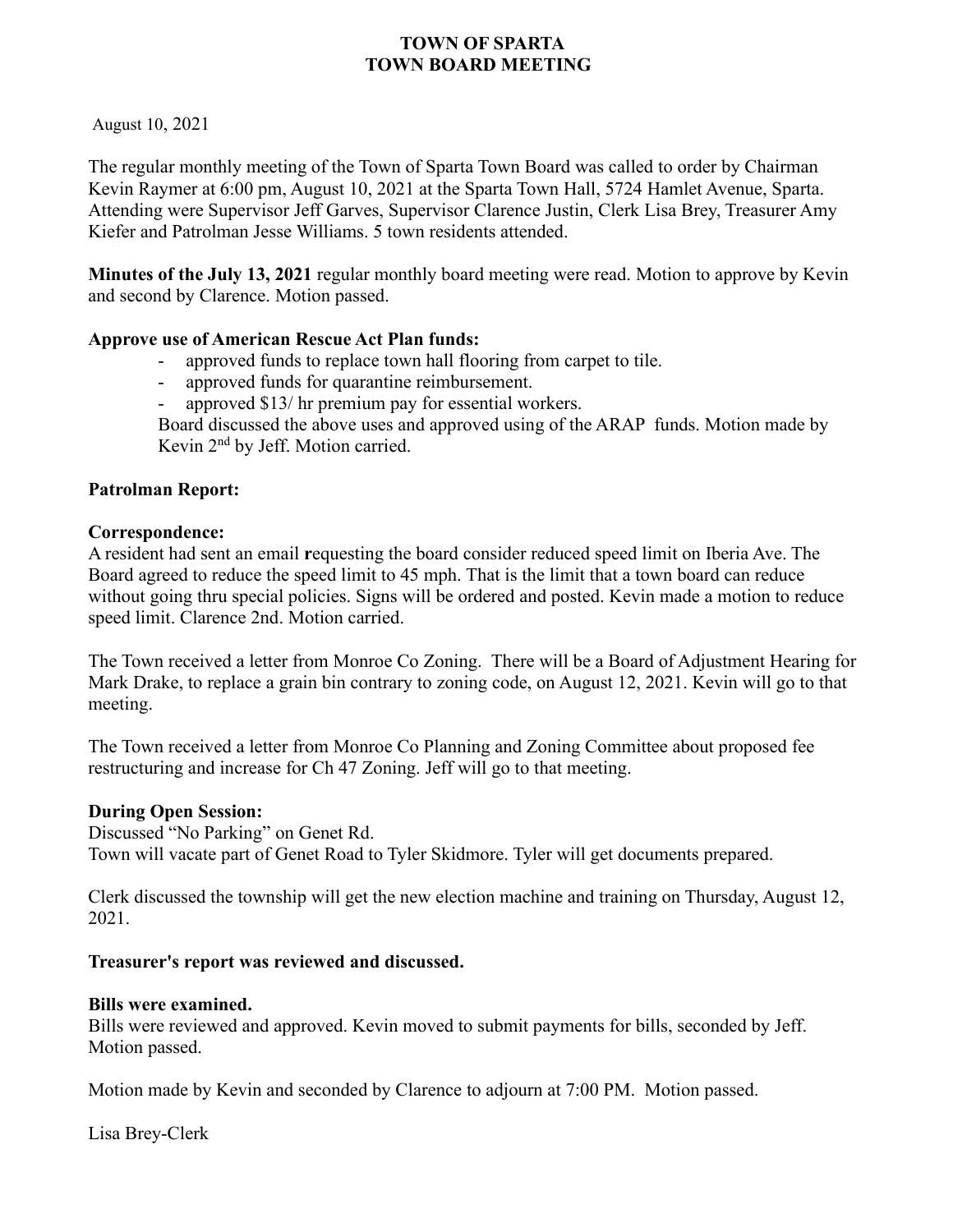**TOWN OF SPARTA**
**TOWN BOARD MEETING**

August 10, 2021

The regular monthly meeting of the Town of Sparta Town Board was called to order by Chairman Kevin Raymer at 6:00 pm, August 10, 2021 at the Sparta Town Hall, 5724 Hamlet Avenue, Sparta. Attending were Supervisor Jeff Garves, Supervisor Clarence Justin, Clerk Lisa Brey, Treasurer Amy Kiefer and Patrolman Jesse Williams. 5 town residents attended.

**Minutes of the July 13, 2021** regular monthly board meeting were read. Motion to approve by Kevin and second by Clarence. Motion passed.

**Approve use of American Rescue Act Plan funds:**

- approved funds to replace town hall flooring from carpet to tile.
- approved funds for quarantine reimbursement.
- approved $13/ hr premium pay for essential workers.

Board discussed the above uses and approved using of the ARAP funds. Motion made by Kevin 2nd by Jeff. Motion carried.

**Patrolman Report:**

**Correspondence:**

A resident had sent an email **r**equesting the board consider reduced speed limit on Iberia Ave. The Board agreed to reduce the speed limit to 45 mph. That is the limit that a town board can reduce without going thru special policies. Signs will be ordered and posted. Kevin made a motion to reduce speed limit. Clarence 2nd. Motion carried.

The Town received a letter from Monroe Co Zoning. There will be a Board of Adjustment Hearing for Mark Drake, to replace a grain bin contrary to zoning code, on August 12, 2021. Kevin will go to that meeting.

The Town received a letter from Monroe Co Planning and Zoning Committee about proposed fee restructuring and increase for Ch 47 Zoning. Jeff will go to that meeting.

**During Open Session:**

Discussed "No Parking" on Genet Rd.
Town will vacate part of Genet Road to Tyler Skidmore. Tyler will get documents prepared.

Clerk discussed the township will get the new election machine and training on Thursday, August 12, 2021.

**Treasurer's report was reviewed and discussed.**

**Bills were examined.**

Bills were reviewed and approved. Kevin moved to submit payments for bills, seconded by Jeff. Motion passed.

Motion made by Kevin and seconded by Clarence to adjourn at 7:00 PM. Motion passed.

Lisa Brey-Clerk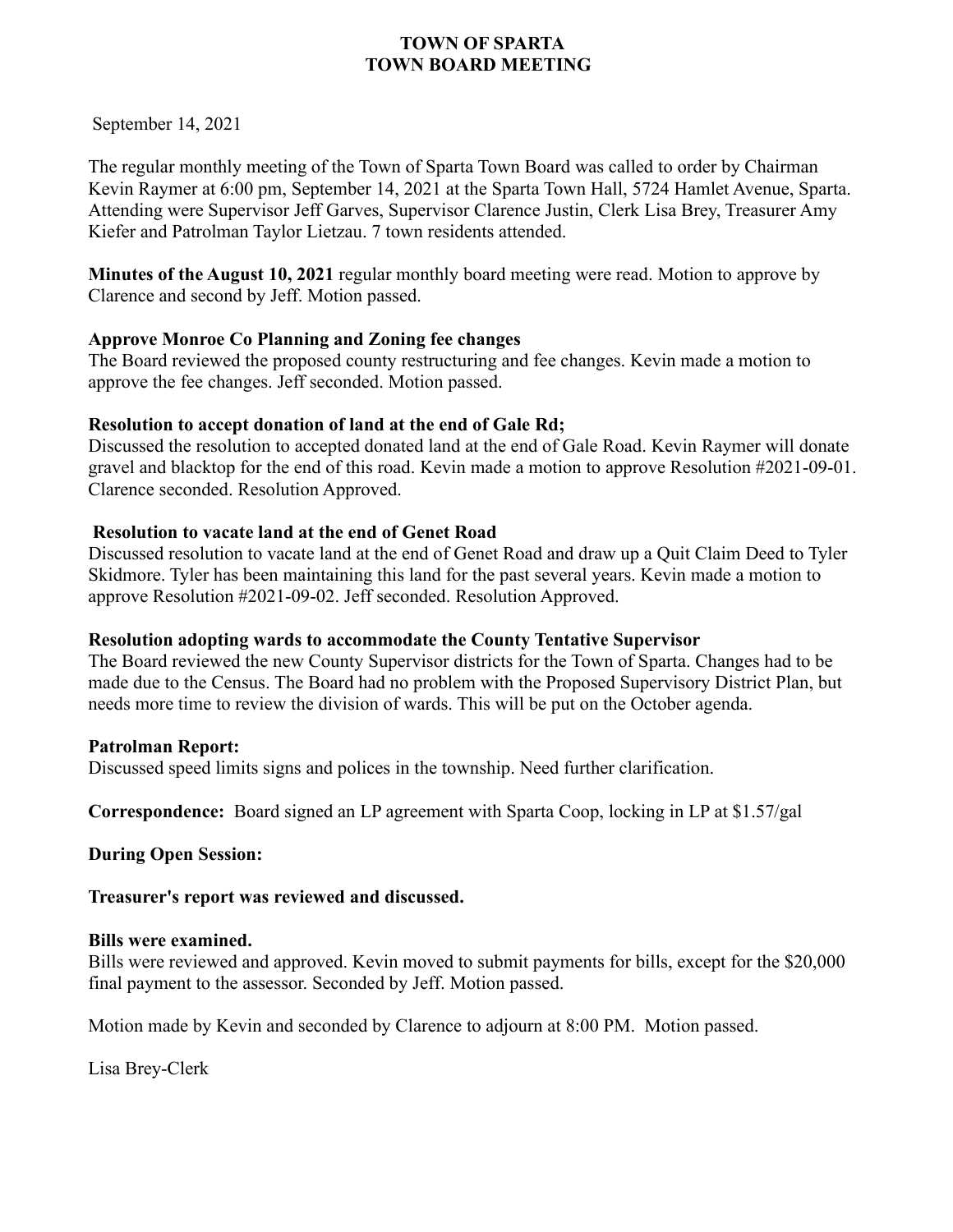# TOWN OF SPARTA
# TOWN BOARD MEETING

September 14, 2021

The regular monthly meeting of the Town of Sparta Town Board was called to order by Chairman Kevin Raymer at 6:00 pm, September 14, 2021 at the Sparta Town Hall, 5724 Hamlet Avenue, Sparta. Attending were Supervisor Jeff Garves, Supervisor Clarence Justin, Clerk Lisa Brey, Treasurer Amy Kiefer and Patrolman Taylor Lietzau. 7 town residents attended.

**Minutes of the August 10, 2021** regular monthly board meeting were read. Motion to approve by Clarence and second by Jeff. Motion passed.

**Approve Monroe Co Planning and Zoning fee changes**
The Board reviewed the proposed county restructuring and fee changes. Kevin made a motion to approve the fee changes. Jeff seconded. Motion passed.

**Resolution to accept donation of land at the end of Gale Rd;**
Discussed the resolution to accepted donated land at the end of Gale Road. Kevin Raymer will donate gravel and blacktop for the end of this road. Kevin made a motion to approve Resolution #2021-09-01. Clarence seconded. Resolution Approved.

**Resolution to vacate land at the end of Genet Road**
Discussed resolution to vacate land at the end of Genet Road and draw up a Quit Claim Deed to Tyler Skidmore. Tyler has been maintaining this land for the past several years. Kevin made a motion to approve Resolution #2021-09-02. Jeff seconded. Resolution Approved.

**Resolution adopting wards to accommodate the County Tentative Supervisor**
The Board reviewed the new County Supervisor districts for the Town of Sparta. Changes had to be made due to the Census. The Board had no problem with the Proposed Supervisory District Plan, but needs more time to review the division of wards. This will be put on the October agenda.

**Patrolman Report:**
Discussed speed limits signs and polices in the township. Need further clarification.

**Correspondence:** Board signed an LP agreement with Sparta Coop, locking in LP at $1.57/gal

**During Open Session:**

**Treasurer's report was reviewed and discussed.**

**Bills were examined.**
Bills were reviewed and approved. Kevin moved to submit payments for bills, except for the $20,000 final payment to the assessor. Seconded by Jeff. Motion passed.

Motion made by Kevin and seconded by Clarence to adjourn at 8:00 PM. Motion passed.

Lisa Brey-Clerk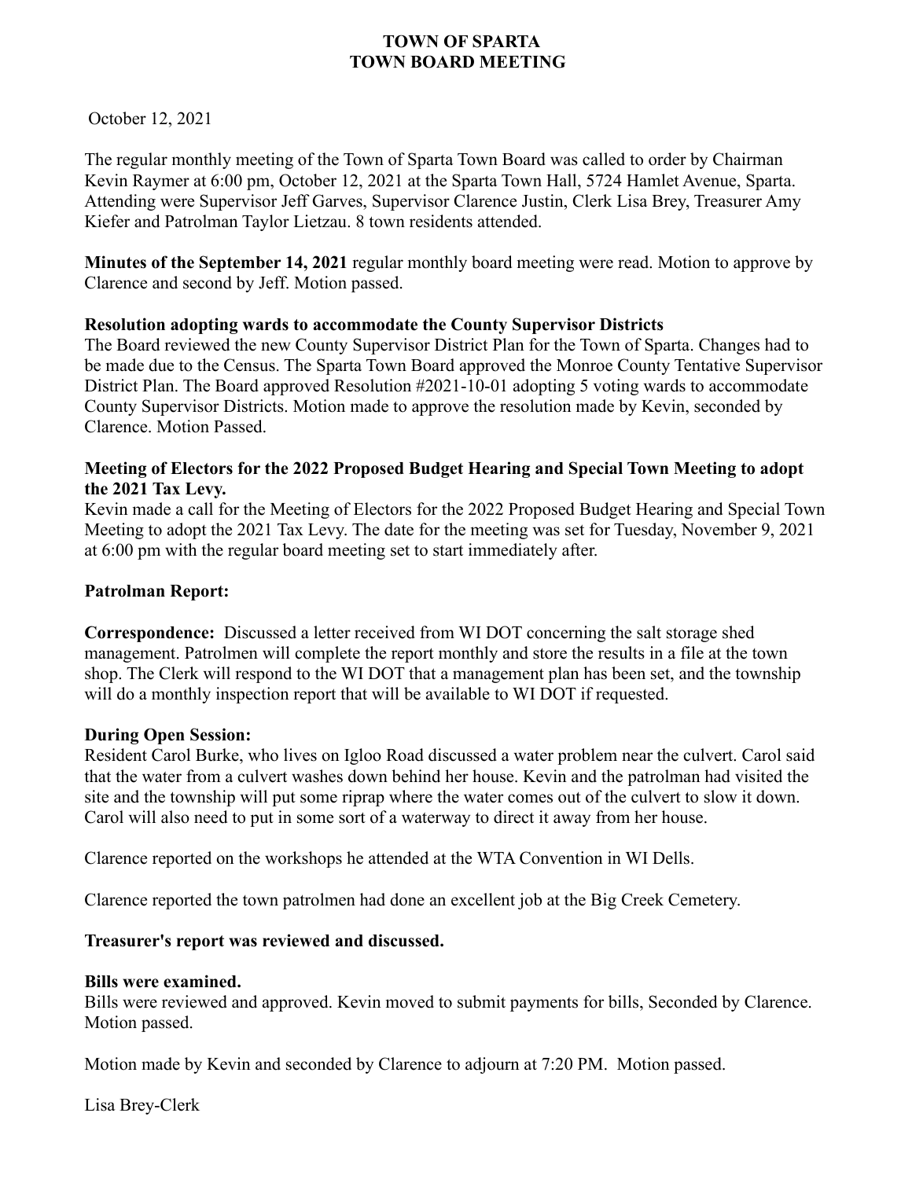**TOWN OF SPARTA**
**TOWN BOARD MEETING**

October 12, 2021

The regular monthly meeting of the Town of Sparta Town Board was called to order by Chairman Kevin Raymer at 6:00 pm, October 12, 2021 at the Sparta Town Hall, 5724 Hamlet Avenue, Sparta. Attending were Supervisor Jeff Garves, Supervisor Clarence Justin, Clerk Lisa Brey, Treasurer Amy Kiefer and Patrolman Taylor Lietzau. 8 town residents attended.

**Minutes of the September 14, 2021** regular monthly board meeting were read. Motion to approve by Clarence and second by Jeff. Motion passed.

**Resolution adopting wards to accommodate the County Supervisor Districts**

The Board reviewed the new County Supervisor District Plan for the Town of Sparta. Changes had to be made due to the Census. The Sparta Town Board approved the Monroe County Tentative Supervisor District Plan. The Board approved Resolution #2021-10-01 adopting 5 voting wards to accommodate County Supervisor Districts. Motion made to approve the resolution made by Kevin, seconded by Clarence. Motion Passed.

**Meeting of Electors for the 2022 Proposed Budget Hearing and Special Town Meeting to adopt the 2021 Tax Levy.**

Kevin made a call for the Meeting of Electors for the 2022 Proposed Budget Hearing and Special Town Meeting to adopt the 2021 Tax Levy. The date for the meeting was set for Tuesday, November 9, 2021 at 6:00 pm with the regular board meeting set to start immediately after.

**Patrolman Report:**

**Correspondence:** Discussed a letter received from WI DOT concerning the salt storage shed management. Patrolmen will complete the report monthly and store the results in a file at the town shop. The Clerk will respond to the WI DOT that a management plan has been set, and the township will do a monthly inspection report that will be available to WI DOT if requested.

**During Open Session:**

Resident Carol Burke, who lives on Igloo Road discussed a water problem near the culvert. Carol said that the water from a culvert washes down behind her house. Kevin and the patrolman had visited the site and the township will put some riprap where the water comes out of the culvert to slow it down. Carol will also need to put in some sort of a waterway to direct it away from her house.

Clarence reported on the workshops he attended at the WTA Convention in WI Dells.

Clarence reported the town patrolmen had done an excellent job at the Big Creek Cemetery.

**Treasurer's report was reviewed and discussed.**

**Bills were examined.**

Bills were reviewed and approved. Kevin moved to submit payments for bills, Seconded by Clarence. Motion passed.

Motion made by Kevin and seconded by Clarence to adjourn at 7:20 PM. Motion passed.

Lisa Brey-Clerk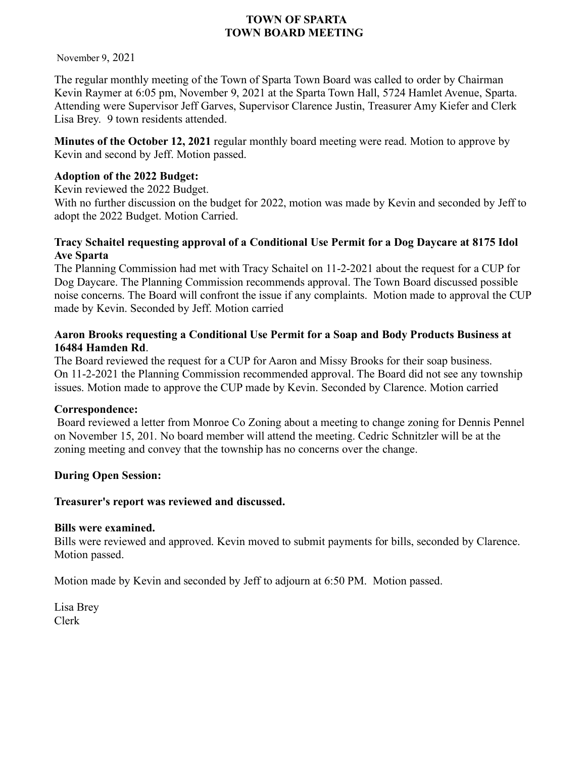# TOWN OF SPARTA
# TOWN BOARD MEETING

November 9, 2021

The regular monthly meeting of the Town of Sparta Town Board was called to order by Chairman Kevin Raymer at 6:05 pm, November 9, 2021 at the Sparta Town Hall, 5724 Hamlet Avenue, Sparta. Attending were Supervisor Jeff Garves, Supervisor Clarence Justin, Treasurer Amy Kiefer and Clerk Lisa Brey. 9 town residents attended.

**Minutes of the October 12, 2021** regular monthly board meeting were read. Motion to approve by Kevin and second by Jeff. Motion passed.

**Adoption of the 2022 Budget:**

Kevin reviewed the 2022 Budget.

With no further discussion on the budget for 2022, motion was made by Kevin and seconded by Jeff to adopt the 2022 Budget. Motion Carried.

**Tracy Schaitel requesting approval of a Conditional Use Permit for a Dog Daycare at 8175 Idol Ave Sparta**

The Planning Commission had met with Tracy Schaitel on 11-2-2021 about the request for a CUP for Dog Daycare. The Planning Commission recommends approval. The Town Board discussed possible noise concerns. The Board will confront the issue if any complaints. Motion made to approval the CUP made by Kevin. Seconded by Jeff. Motion carried

**Aaron Brooks requesting a Conditional Use Permit for a Soap and Body Products Business at 16484 Hamden Rd**.

The Board reviewed the request for a CUP for Aaron and Missy Brooks for their soap business. On 11-2-2021 the Planning Commission recommended approval. The Board did not see any township issues. Motion made to approve the CUP made by Kevin. Seconded by Clarence. Motion carried

**Correspondence:**

Board reviewed a letter from Monroe Co Zoning about a meeting to change zoning for Dennis Pennel on November 15, 201. No board member will attend the meeting. Cedric Schnitzler will be at the zoning meeting and convey that the township has no concerns over the change.

**During Open Session:**

**Treasurer's report was reviewed and discussed.**

**Bills were examined.**

Bills were reviewed and approved. Kevin moved to submit payments for bills, seconded by Clarence. Motion passed.

Motion made by Kevin and seconded by Jeff to adjourn at 6:50 PM. Motion passed.

Lisa Brey
Clerk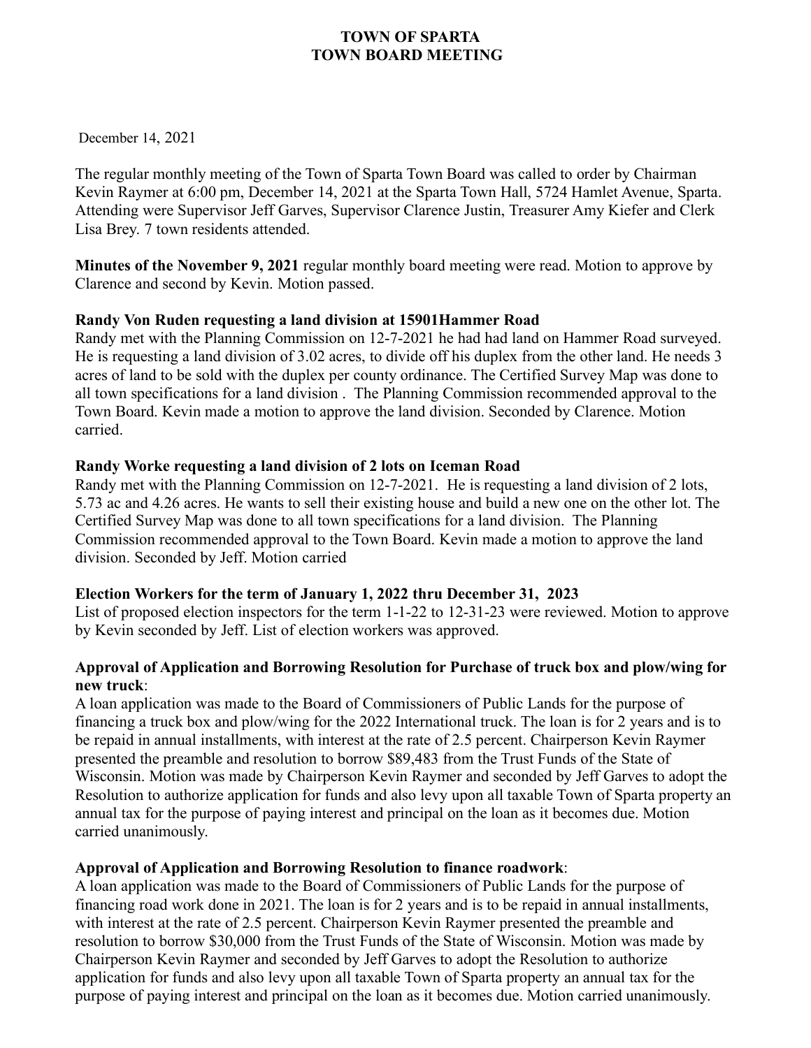**TOWN OF SPARTA**
**TOWN BOARD MEETING**

December 14, 2021

The regular monthly meeting of the Town of Sparta Town Board was called to order by Chairman Kevin Raymer at 6:00 pm, December 14, 2021 at the Sparta Town Hall, 5724 Hamlet Avenue, Sparta. Attending were Supervisor Jeff Garves, Supervisor Clarence Justin, Treasurer Amy Kiefer and Clerk Lisa Brey. 7 town residents attended.

**Minutes of the November 9, 2021** regular monthly board meeting were read. Motion to approve by Clarence and second by Kevin. Motion passed.

**Randy Von Ruden requesting a land division at 15901Hammer Road**

Randy met with the Planning Commission on 12-7-2021 he had had land on Hammer Road surveyed. He is requesting a land division of 3.02 acres, to divide off his duplex from the other land. He needs 3 acres of land to be sold with the duplex per county ordinance. The Certified Survey Map was done to all town specifications for a land division . The Planning Commission recommended approval to the Town Board. Kevin made a motion to approve the land division. Seconded by Clarence. Motion carried.

**Randy Worke requesting a land division of 2 lots on Iceman Road**

Randy met with the Planning Commission on 12-7-2021. He is requesting a land division of 2 lots, 5.73 ac and 4.26 acres. He wants to sell their existing house and build a new one on the other lot. The Certified Survey Map was done to all town specifications for a land division. The Planning Commission recommended approval to the Town Board. Kevin made a motion to approve the land division. Seconded by Jeff. Motion carried

**Election Workers for the term of January 1, 2022 thru December 31, 2023**

List of proposed election inspectors for the term 1-1-22 to 12-31-23 were reviewed. Motion to approve by Kevin seconded by Jeff. List of election workers was approved.

**Approval of Application and Borrowing Resolution for Purchase of truck box and plow/wing for new truck**:

A loan application was made to the Board of Commissioners of Public Lands for the purpose of financing a truck box and plow/wing for the 2022 International truck. The loan is for 2 years and is to be repaid in annual installments, with interest at the rate of 2.5 percent. Chairperson Kevin Raymer presented the preamble and resolution to borrow $89,483 from the Trust Funds of the State of Wisconsin. Motion was made by Chairperson Kevin Raymer and seconded by Jeff Garves to adopt the Resolution to authorize application for funds and also levy upon all taxable Town of Sparta property an annual tax for the purpose of paying interest and principal on the loan as it becomes due. Motion carried unanimously.

**Approval of Application and Borrowing Resolution to finance roadwork**:

A loan application was made to the Board of Commissioners of Public Lands for the purpose of financing road work done in 2021. The loan is for 2 years and is to be repaid in annual installments, with interest at the rate of 2.5 percent. Chairperson Kevin Raymer presented the preamble and resolution to borrow $30,000 from the Trust Funds of the State of Wisconsin. Motion was made by Chairperson Kevin Raymer and seconded by Jeff Garves to adopt the Resolution to authorize application for funds and also levy upon all taxable Town of Sparta property an annual tax for the purpose of paying interest and principal on the loan as it becomes due. Motion carried unanimously.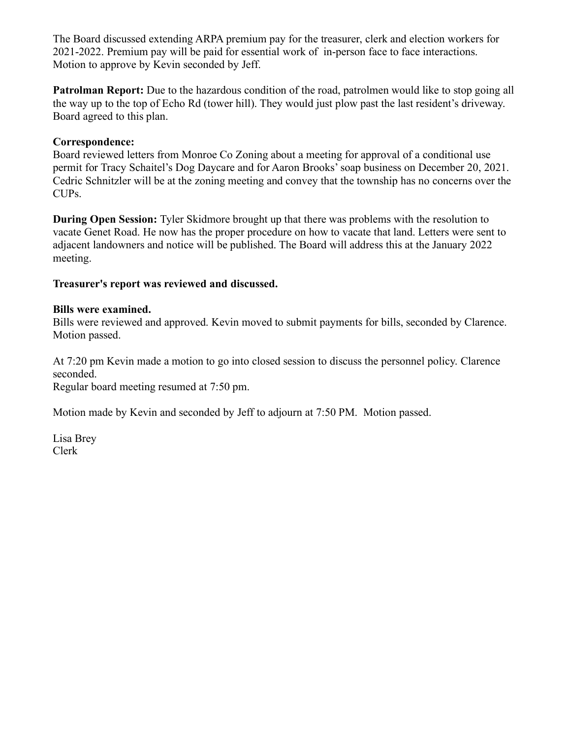The Board discussed extending ARPA premium pay for the treasurer, clerk and election workers for 2021-2022. Premium pay will be paid for essential work of in-person face to face interactions. Motion to approve by Kevin seconded by Jeff.

**Patrolman Report:** Due to the hazardous condition of the road, patrolmen would like to stop going all the way up to the top of Echo Rd (tower hill). They would just plow past the last resident's driveway. Board agreed to this plan.

**Correspondence:**
Board reviewed letters from Monroe Co Zoning about a meeting for approval of a conditional use permit for Tracy Schaitel's Dog Daycare and for Aaron Brooks' soap business on December 20, 2021. Cedric Schnitzler will be at the zoning meeting and convey that the township has no concerns over the CUPs.

**During Open Session:** Tyler Skidmore brought up that there was problems with the resolution to vacate Genet Road. He now has the proper procedure on how to vacate that land. Letters were sent to adjacent landowners and notice will be published. The Board will address this at the January 2022 meeting.

**Treasurer's report was reviewed and discussed.**

**Bills were examined.**
Bills were reviewed and approved. Kevin moved to submit payments for bills, seconded by Clarence. Motion passed.

At 7:20 pm Kevin made a motion to go into closed session to discuss the personnel policy. Clarence seconded.
Regular board meeting resumed at 7:50 pm.

Motion made by Kevin and seconded by Jeff to adjourn at 7:50 PM. Motion passed.

Lisa Brey
Clerk